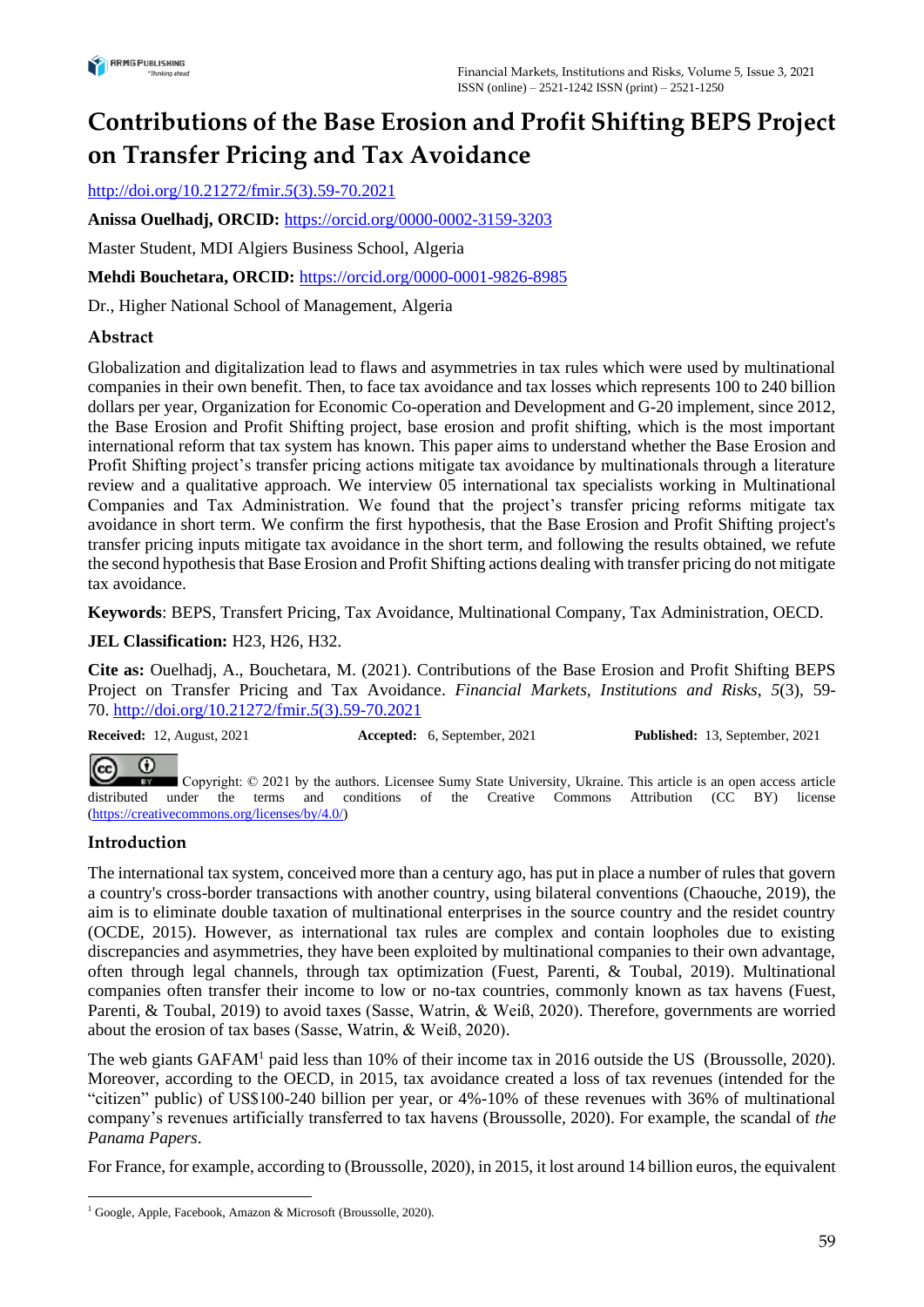# Contributions of the Base Erosion and Profit Shifting BEPS Project on Transfer Pricing and Tax Avoidance

http://doi.org/10.21272/fmir.5(3).59-70.2021

**Anissa Ouelhadj, ORCID:** https://orcid.org/0000-0002-3159-3203

Master Student, MDI Algiers Business School, Algeria

**Mehdi Bouchetara, ORCID:** https://orcid.org/0000-0001-9826-8985

Dr., Higher National School of Management, Algeria

## Abstract

Globalization and digitalization lead to flaws and asymmetries in tax rules which were used by multinational companies in their own benefit. Then, to face tax avoidance and tax losses which represents 100 to 240 billion dollars per year, Organization for Economic Co-operation and Development and G-20 implement, since 2012, the Base Erosion and Profit Shifting project, base erosion and profit shifting, which is the most important international reform that tax system has known. This paper aims to understand whether the Base Erosion and Profit Shifting project's transfer pricing actions mitigate tax avoidance by multinationals through a literature review and a qualitative approach. We interview 05 international tax specialists working in Multinational Companies and Tax Administration. We found that the project's transfer pricing reforms mitigate tax avoidance in short term. We confirm the first hypothesis, that the Base Erosion and Profit Shifting project's transfer pricing inputs mitigate tax avoidance in the short term, and following the results obtained, we refute the second hypothesis that Base Erosion and Profit Shifting actions dealing with transfer pricing do not mitigate tax avoidance.

**Keywords**: BEPS, Transfert Pricing, Tax Avoidance, Multinational Company, Tax Administration, OECD.

**JEL Classification:** H23, H26, H32.

**Cite as:** Ouelhadj, A., Bouchetara, M. (2021). Contributions of the Base Erosion and Profit Shifting BEPS Project on Transfer Pricing and Tax Avoidance. *Financial Markets, Institutions and Risks*, *5*(3), 59-70. http://doi.org/10.21272/fmir.5(3).59-70.2021

**Received:** 12, August, 2021 **Accepted:** 6, September, 2021 **Published:** 13, September, 2021

Copyright: © 2021 by the authors. Licensee Sumy State University, Ukraine. This article is an open access article distributed under the terms and conditions of the Creative Commons Attribution (CC BY) license (https://creativecommons.org/licenses/by/4.0/)

## Introduction

The international tax system, conceived more than a century ago, has put in place a number of rules that govern a country's cross-border transactions with another country, using bilateral conventions (Chaouche, 2019), the aim is to eliminate double taxation of multinational enterprises in the source country and the resident country (OCDE, 2015). However, as international tax rules are complex and contain loopholes due to existing discrepancies and asymmetries, they have been exploited by multinational companies to their own advantage, often through legal channels, through tax optimization (Fuest, Parenti, & Toubal, 2019). Multinational companies often transfer their income to low or no-tax countries, commonly known as tax havens (Fuest, Parenti, & Toubal, 2019) to avoid taxes (Sasse, Watrin, & Weiß, 2020). Therefore, governments are worried about the erosion of tax bases (Sasse, Watrin, & Weiß, 2020).

The web giants GAFAM[1] paid less than 10% of their income tax in 2016 outside the US (Broussolle, 2020). Moreover, according to the OECD, in 2015, tax avoidance created a loss of tax revenues (intended for the "citizen" public) of US$100-240 billion per year, or 4%-10% of these revenues with 36% of multinational company's revenues artificially transferred to tax havens (Broussolle, 2020). For example, the scandal of *the Panama Papers*.

For France, for example, according to (Broussolle, 2020), in 2015, it lost around 14 billion euros, the equivalent

---

[1] Google, Apple, Facebook, Amazon & Microsoft (Broussolle, 2020).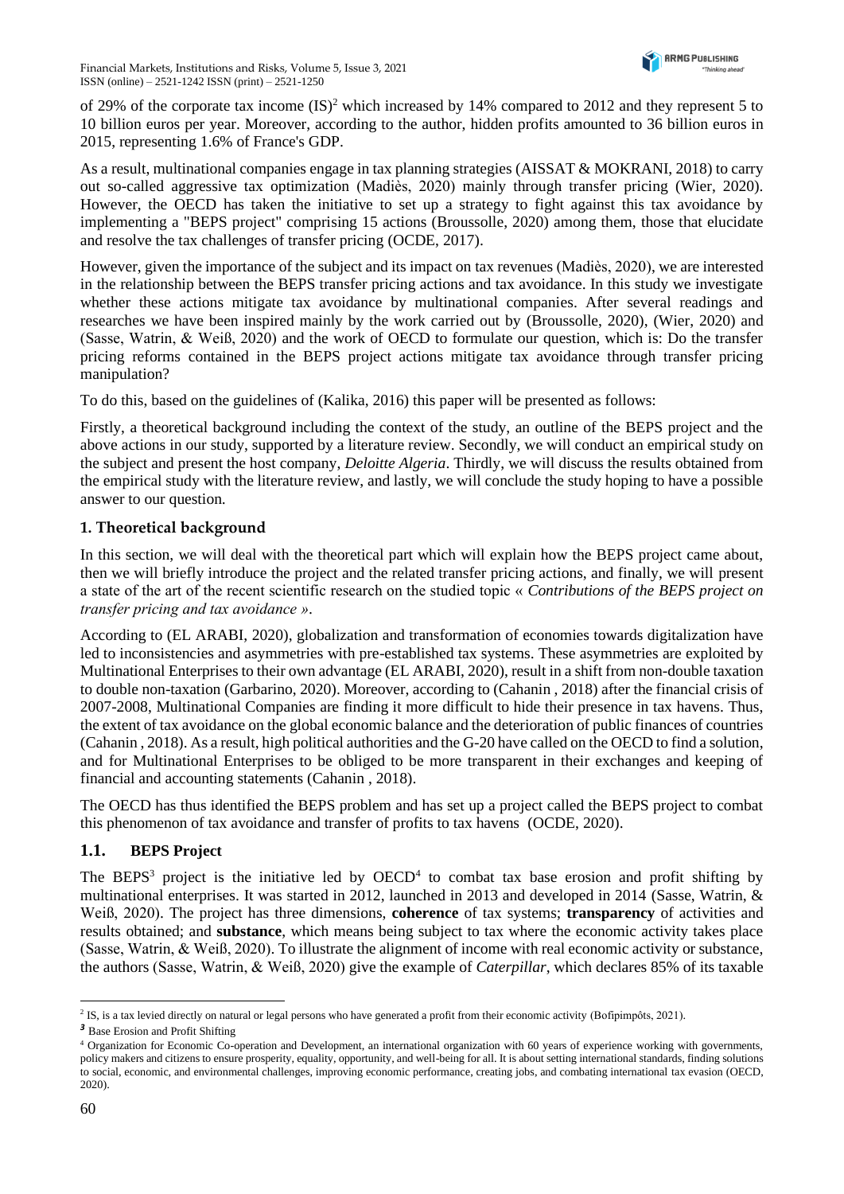of 29% of the corporate tax income (IS)[2] which increased by 14% compared to 2012 and they represent 5 to 10 billion euros per year. Moreover, according to the author, hidden profits amounted to 36 billion euros in 2015, representing 1.6% of France's GDP.

As a result, multinational companies engage in tax planning strategies (AISSAT & MOKRANI, 2018) to carry out so-called aggressive tax optimization (Madiès, 2020) mainly through transfer pricing (Wier, 2020). However, the OECD has taken the initiative to set up a strategy to fight against this tax avoidance by implementing a "BEPS project" comprising 15 actions (Broussolle, 2020) among them, those that elucidate and resolve the tax challenges of transfer pricing (OCDE, 2017).

However, given the importance of the subject and its impact on tax revenues (Madiès, 2020), we are interested in the relationship between the BEPS transfer pricing actions and tax avoidance. In this study we investigate whether these actions mitigate tax avoidance by multinational companies. After several readings and researches we have been inspired mainly by the work carried out by (Broussolle, 2020), (Wier, 2020) and (Sasse, Watrin, & Weiß, 2020) and the work of OECD to formulate our question, which is: Do the transfer pricing reforms contained in the BEPS project actions mitigate tax avoidance through transfer pricing manipulation?

To do this, based on the guidelines of (Kalika, 2016) this paper will be presented as follows:

Firstly, a theoretical background including the context of the study, an outline of the BEPS project and the above actions in our study, supported by a literature review. Secondly, we will conduct an empirical study on the subject and present the host company, *Deloitte Algeria*. Thirdly, we will discuss the results obtained from the empirical study with the literature review, and lastly, we will conclude the study hoping to have a possible answer to our question.

## 1. Theoretical background

In this section, we will deal with the theoretical part which will explain how the BEPS project came about, then we will briefly introduce the project and the related transfer pricing actions, and finally, we will present a state of the art of the recent scientific research on the studied topic « *Contributions of the BEPS project on transfer pricing and tax avoidance »*.

According to (EL ARABI, 2020), globalization and transformation of economies towards digitalization have led to inconsistencies and asymmetries with pre-established tax systems. These asymmetries are exploited by Multinational Enterprises to their own advantage (EL ARABI, 2020), result in a shift from non-double taxation to double non-taxation (Garbarino, 2020). Moreover, according to (Cahanin , 2018) after the financial crisis of 2007-2008, Multinational Companies are finding it more difficult to hide their presence in tax havens. Thus, the extent of tax avoidance on the global economic balance and the deterioration of public finances of countries (Cahanin , 2018). As a result, high political authorities and the G-20 have called on the OECD to find a solution, and for Multinational Enterprises to be obliged to be more transparent in their exchanges and keeping of financial and accounting statements (Cahanin , 2018).

The OECD has thus identified the BEPS problem and has set up a project called the BEPS project to combat this phenomenon of tax avoidance and transfer of profits to tax havens (OCDE, 2020).

### 1.1. BEPS Project

The BEPS[3] project is the initiative led by OECD[4] to combat tax base erosion and profit shifting by multinational enterprises. It was started in 2012, launched in 2013 and developed in 2014 (Sasse, Watrin, & Weiß, 2020). The project has three dimensions, **coherence** of tax systems; **transparency** of activities and results obtained; and **substance**, which means being subject to tax where the economic activity takes place (Sasse, Watrin, & Weiß, 2020). To illustrate the alignment of income with real economic activity or substance, the authors (Sasse, Watrin, & Weiß, 2020) give the example of *Caterpillar*, which declares 85% of its taxable

---

[2] IS, is a tax levied directly on natural or legal persons who have generated a profit from their economic activity (Bofipimpôts, 2021).

[3] Base Erosion and Profit Shifting

[4] Organization for Economic Co-operation and Development, an international organization with 60 years of experience working with governments, policy makers and citizens to ensure prosperity, equality, opportunity, and well-being for all. It is about setting international standards, finding solutions to social, economic, and environmental challenges, improving economic performance, creating jobs, and combating international tax evasion (OECD, 2020).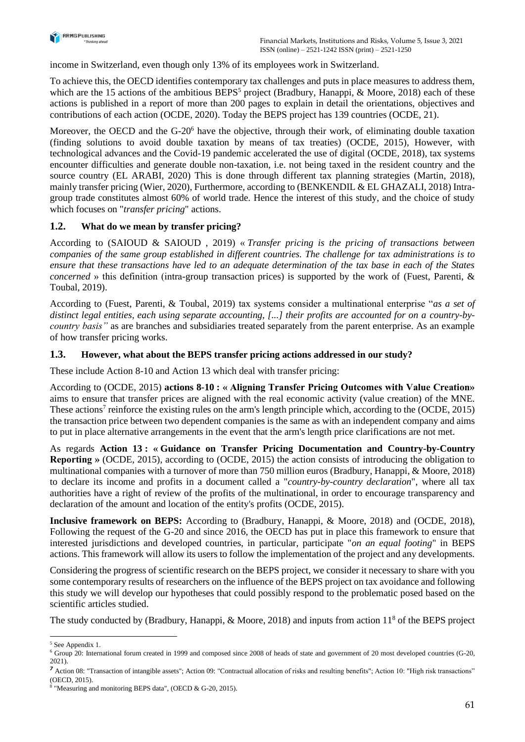income in Switzerland, even though only 13% of its employees work in Switzerland.

To achieve this, the OECD identifies contemporary tax challenges and puts in place measures to address them, which are the 15 actions of the ambitious BEPS[5] project (Bradbury, Hanappi, & Moore, 2018) each of these actions is published in a report of more than 200 pages to explain in detail the orientations, objectives and contributions of each action (OCDE, 2020). Today the BEPS project has 139 countries (OCDE, 21).

Moreover, the OECD and the G-20[6] have the objective, through their work, of eliminating double taxation (finding solutions to avoid double taxation by means of tax treaties) (OCDE, 2015), However, with technological advances and the Covid-19 pandemic accelerated the use of digital (OCDE, 2018), tax systems encounter difficulties and generate double non-taxation, i.e. not being taxed in the resident country and the source country (EL ARABI, 2020) This is done through different tax planning strategies (Martin, 2018), mainly transfer pricing (Wier, 2020), Furthermore, according to (BENKENDIL & EL GHAZALI, 2018) Intra-group trade constitutes almost 60% of world trade. Hence the interest of this study, and the choice of study which focuses on "*transfer pricing*" actions.

### 1.2. What do we mean by transfer pricing?

According to (SAIOUD & SAIOUD , 2019) « *Transfer pricing is the pricing of transactions between companies of the same group established in different countries. The challenge for tax administrations is to ensure that these transactions have led to an adequate determination of the tax base in each of the States concerned* » this definition (intra-group transaction prices) is supported by the work of (Fuest, Parenti, & Toubal, 2019).

According to (Fuest, Parenti, & Toubal, 2019) tax systems consider a multinational enterprise "*as a set of distinct legal entities, each using separate accounting, [...] their profits are accounted for on a country-by-country basis"* as are branches and subsidiaries treated separately from the parent enterprise. As an example of how transfer pricing works.

### 1.3. However, what about the BEPS transfer pricing actions addressed in our study?

These include Action 8-10 and Action 13 which deal with transfer pricing:

According to (OCDE, 2015) **actions 8-10 : « Aligning Transfer Pricing Outcomes with Value Creation»** aims to ensure that transfer prices are aligned with the real economic activity (value creation) of the MNE. These actions[7] reinforce the existing rules on the arm's length principle which, according to the (OCDE, 2015) the transaction price between two dependent companies is the same as with an independent company and aims to put in place alternative arrangements in the event that the arm's length price clarifications are not met.

As regards **Action 13 : « Guidance on Transfer Pricing Documentation and Country-by-Country Reporting »** (OCDE, 2015), according to (OCDE, 2015) the action consists of introducing the obligation to multinational companies with a turnover of more than 750 million euros (Bradbury, Hanappi, & Moore, 2018) to declare its income and profits in a document called a "*country-by-country declaration*", where all tax authorities have a right of review of the profits of the multinational, in order to encourage transparency and declaration of the amount and location of the entity's profits (OCDE, 2015).

**Inclusive framework on BEPS:** According to (Bradbury, Hanappi, & Moore, 2018) and (OCDE, 2018), Following the request of the G-20 and since 2016, the OECD has put in place this framework to ensure that interested jurisdictions and developed countries, in particular, participate "*on an equal footing*" in BEPS actions. This framework will allow its users to follow the implementation of the project and any developments.

Considering the progress of scientific research on the BEPS project, we consider it necessary to share with you some contemporary results of researchers on the influence of the BEPS project on tax avoidance and following this study we will develop our hypotheses that could possibly respond to the problematic posed based on the scientific articles studied.

The study conducted by (Bradbury, Hanappi, & Moore, 2018) and inputs from action 11[8] of the BEPS project

---

[5] See Appendix 1.

[6] Group 20: International forum created in 1999 and composed since 2008 of heads of state and government of 20 most developed countries (G-20, 2021).

[7] Action 08: "Transaction of intangible assets"; Action 09: "Contractual allocation of risks and resulting benefits"; Action 10: "High risk transactions" (OECD, 2015).

[8] "Measuring and monitoring BEPS data", (OECD & G-20, 2015).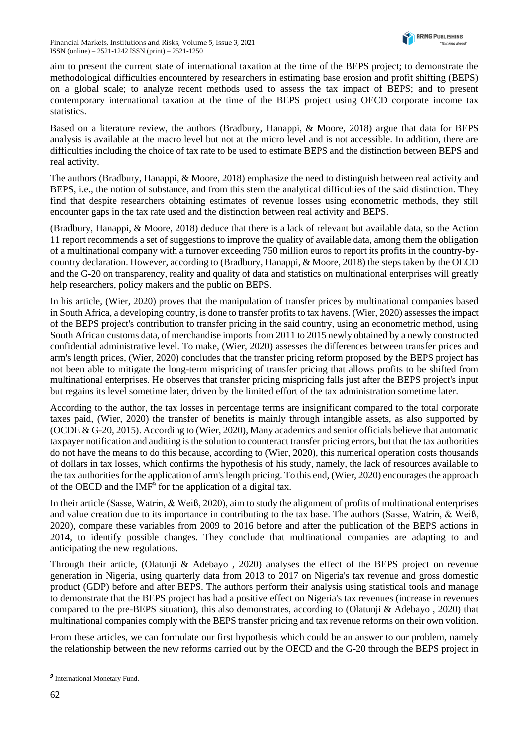aim to present the current state of international taxation at the time of the BEPS project; to demonstrate the methodological difficulties encountered by researchers in estimating base erosion and profit shifting (BEPS) on a global scale; to analyze recent methods used to assess the tax impact of BEPS; and to present contemporary international taxation at the time of the BEPS project using OECD corporate income tax statistics.

Based on a literature review, the authors (Bradbury, Hanappi, & Moore, 2018) argue that data for BEPS analysis is available at the macro level but not at the micro level and is not accessible. In addition, there are difficulties including the choice of tax rate to be used to estimate BEPS and the distinction between BEPS and real activity.

The authors (Bradbury, Hanappi, & Moore, 2018) emphasize the need to distinguish between real activity and BEPS, i.e., the notion of substance, and from this stem the analytical difficulties of the said distinction. They find that despite researchers obtaining estimates of revenue losses using econometric methods, they still encounter gaps in the tax rate used and the distinction between real activity and BEPS.

(Bradbury, Hanappi, & Moore, 2018) deduce that there is a lack of relevant but available data, so the Action 11 report recommends a set of suggestions to improve the quality of available data, among them the obligation of a multinational company with a turnover exceeding 750 million euros to report its profits in the country-by-country declaration. However, according to (Bradbury, Hanappi, & Moore, 2018) the steps taken by the OECD and the G-20 on transparency, reality and quality of data and statistics on multinational enterprises will greatly help researchers, policy makers and the public on BEPS.

In his article, (Wier, 2020) proves that the manipulation of transfer prices by multinational companies based in South Africa, a developing country, is done to transfer profits to tax havens. (Wier, 2020) assesses the impact of the BEPS project's contribution to transfer pricing in the said country, using an econometric method, using South African customs data, of merchandise imports from 2011 to 2015 newly obtained by a newly constructed confidential administrative level. To make, (Wier, 2020) assesses the differences between transfer prices and arm's length prices, (Wier, 2020) concludes that the transfer pricing reform proposed by the BEPS project has not been able to mitigate the long-term mispricing of transfer pricing that allows profits to be shifted from multinational enterprises. He observes that transfer pricing mispricing falls just after the BEPS project's input but regains its level sometime later, driven by the limited effort of the tax administration sometime later.

According to the author, the tax losses in percentage terms are insignificant compared to the total corporate taxes paid, (Wier, 2020) the transfer of benefits is mainly through intangible assets, as also supported by (OCDE & G-20, 2015). According to (Wier, 2020), Many academics and senior officials believe that automatic taxpayer notification and auditing is the solution to counteract transfer pricing errors, but that the tax authorities do not have the means to do this because, according to (Wier, 2020), this numerical operation costs thousands of dollars in tax losses, which confirms the hypothesis of his study, namely, the lack of resources available to the tax authorities for the application of arm's length pricing. To this end, (Wier, 2020) encourages the approach of the OECD and the IMF[9] for the application of a digital tax.

In their article (Sasse, Watrin, & Weiß, 2020), aim to study the alignment of profits of multinational enterprises and value creation due to its importance in contributing to the tax base. The authors (Sasse, Watrin, & Weiß, 2020), compare these variables from 2009 to 2016 before and after the publication of the BEPS actions in 2014, to identify possible changes. They conclude that multinational companies are adapting to and anticipating the new regulations.

Through their article, (Olatunji & Adebayo , 2020) analyses the effect of the BEPS project on revenue generation in Nigeria, using quarterly data from 2013 to 2017 on Nigeria's tax revenue and gross domestic product (GDP) before and after BEPS. The authors perform their analysis using statistical tools and manage to demonstrate that the BEPS project has had a positive effect on Nigeria's tax revenues (increase in revenues compared to the pre-BEPS situation), this also demonstrates, according to (Olatunji & Adebayo , 2020) that multinational companies comply with the BEPS transfer pricing and tax revenue reforms on their own volition.

From these articles, we can formulate our first hypothesis which could be an answer to our problem, namely the relationship between the new reforms carried out by the OECD and the G-20 through the BEPS project in

[9] International Monetary Fund.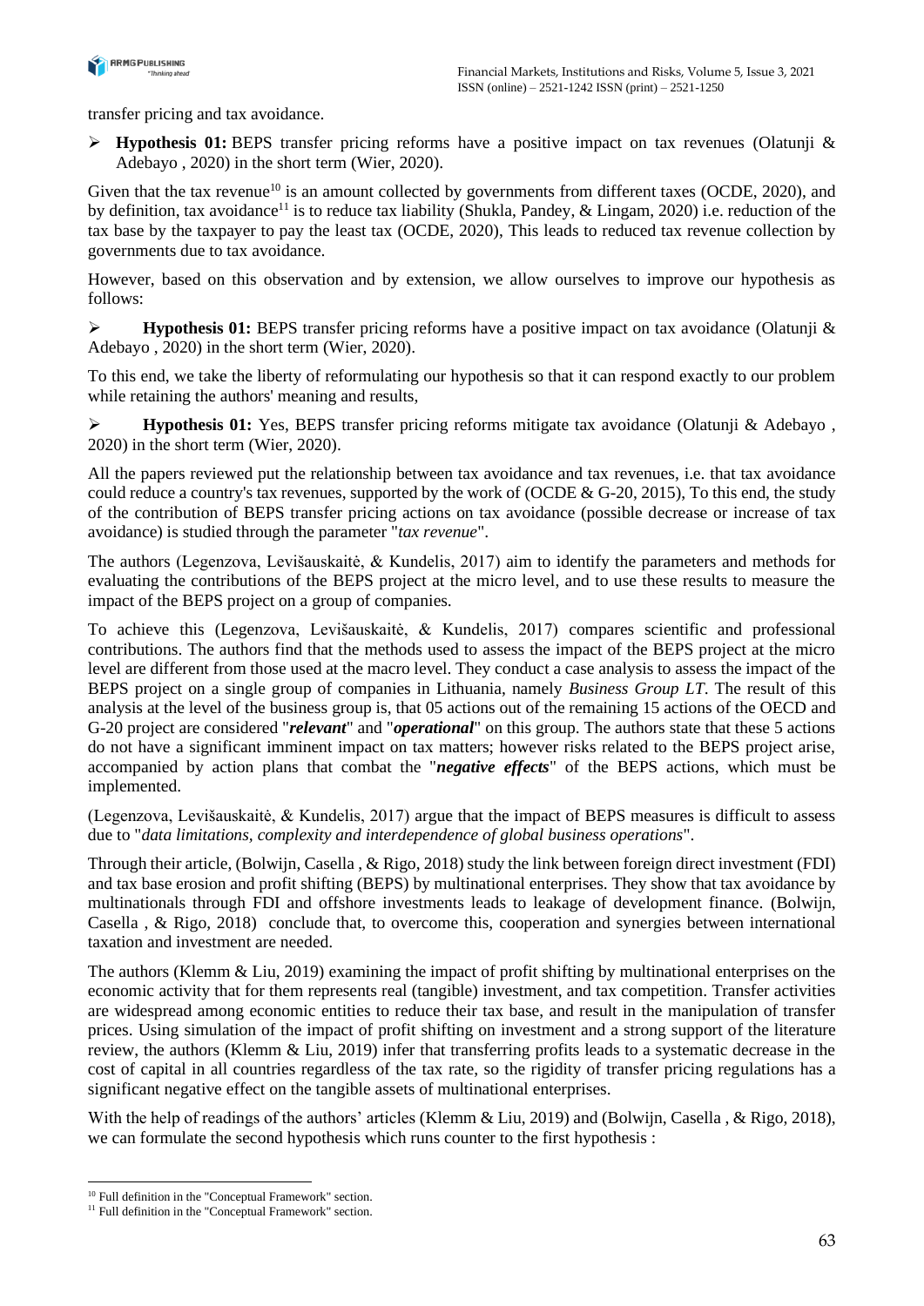transfer pricing and tax avoidance.

- **Hypothesis 01:** BEPS transfer pricing reforms have a positive impact on tax revenues (Olatunji & Adebayo , 2020) in the short term (Wier, 2020).

Given that the tax revenue[10] is an amount collected by governments from different taxes (OCDE, 2020), and by definition, tax avoidance[11] is to reduce tax liability (Shukla, Pandey, & Lingam, 2020) i.e. reduction of the tax base by the taxpayer to pay the least tax (OCDE, 2020), This leads to reduced tax revenue collection by governments due to tax avoidance.

However, based on this observation and by extension, we allow ourselves to improve our hypothesis as follows:

- **Hypothesis 01:** BEPS transfer pricing reforms have a positive impact on tax avoidance (Olatunji & Adebayo , 2020) in the short term (Wier, 2020).

To this end, we take the liberty of reformulating our hypothesis so that it can respond exactly to our problem while retaining the authors' meaning and results,

- **Hypothesis 01:** Yes, BEPS transfer pricing reforms mitigate tax avoidance (Olatunji & Adebayo , 2020) in the short term (Wier, 2020).

All the papers reviewed put the relationship between tax avoidance and tax revenues, i.e. that tax avoidance could reduce a country's tax revenues, supported by the work of (OCDE & G-20, 2015), To this end, the study of the contribution of BEPS transfer pricing actions on tax avoidance (possible decrease or increase of tax avoidance) is studied through the parameter "*tax revenue*".

The authors (Legenzova, Levišauskaitė, & Kundelis, 2017) aim to identify the parameters and methods for evaluating the contributions of the BEPS project at the micro level, and to use these results to measure the impact of the BEPS project on a group of companies.

To achieve this (Legenzova, Levišauskaitė, & Kundelis, 2017) compares scientific and professional contributions. The authors find that the methods used to assess the impact of the BEPS project at the micro level are different from those used at the macro level. They conduct a case analysis to assess the impact of the BEPS project on a single group of companies in Lithuania, namely *Business Group LT*. The result of this analysis at the level of the business group is, that 05 actions out of the remaining 15 actions of the OECD and G-20 project are considered "***relevant***" and "***operational***" on this group. The authors state that these 5 actions do not have a significant imminent impact on tax matters; however risks related to the BEPS project arise, accompanied by action plans that combat the "***negative effects***" of the BEPS actions, which must be implemented.

(Legenzova, Levišauskaitė, & Kundelis, 2017) argue that the impact of BEPS measures is difficult to assess due to "*data limitations, complexity and interdependence of global business operations*".

Through their article, (Bolwijn, Casella , & Rigo, 2018) study the link between foreign direct investment (FDI) and tax base erosion and profit shifting (BEPS) by multinational enterprises. They show that tax avoidance by multinationals through FDI and offshore investments leads to leakage of development finance. (Bolwijn, Casella , & Rigo, 2018) conclude that, to overcome this, cooperation and synergies between international taxation and investment are needed.

The authors (Klemm & Liu, 2019) examining the impact of profit shifting by multinational enterprises on the economic activity that for them represents real (tangible) investment, and tax competition. Transfer activities are widespread among economic entities to reduce their tax base, and result in the manipulation of transfer prices. Using simulation of the impact of profit shifting on investment and a strong support of the literature review, the authors (Klemm & Liu, 2019) infer that transferring profits leads to a systematic decrease in the cost of capital in all countries regardless of the tax rate, so the rigidity of transfer pricing regulations has a significant negative effect on the tangible assets of multinational enterprises.

With the help of readings of the authors' articles (Klemm & Liu, 2019) and (Bolwijn, Casella , & Rigo, 2018), we can formulate the second hypothesis which runs counter to the first hypothesis :

---

[10] Full definition in the "Conceptual Framework" section.

[11] Full definition in the "Conceptual Framework" section.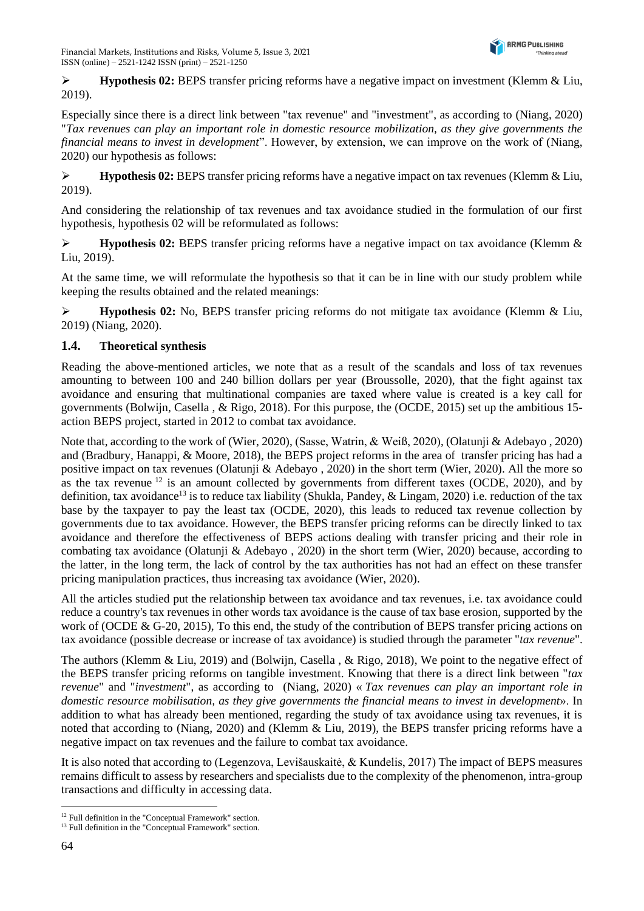➢ **Hypothesis 02:** BEPS transfer pricing reforms have a negative impact on investment (Klemm & Liu, 2019).

Especially since there is a direct link between "tax revenue" and "investment", as according to (Niang, 2020) "*Tax revenues can play an important role in domestic resource mobilization, as they give governments the financial means to invest in development*". However, by extension, we can improve on the work of (Niang, 2020) our hypothesis as follows:

➢ **Hypothesis 02:** BEPS transfer pricing reforms have a negative impact on tax revenues (Klemm & Liu, 2019).

And considering the relationship of tax revenues and tax avoidance studied in the formulation of our first hypothesis, hypothesis 02 will be reformulated as follows:

➢ **Hypothesis 02:** BEPS transfer pricing reforms have a negative impact on tax avoidance (Klemm & Liu, 2019).

At the same time, we will reformulate the hypothesis so that it can be in line with our study problem while keeping the results obtained and the related meanings:

➢ **Hypothesis 02:** No, BEPS transfer pricing reforms do not mitigate tax avoidance (Klemm & Liu, 2019) (Niang, 2020).

### 1.4. Theoretical synthesis

Reading the above-mentioned articles, we note that as a result of the scandals and loss of tax revenues amounting to between 100 and 240 billion dollars per year (Broussolle, 2020), that the fight against tax avoidance and ensuring that multinational companies are taxed where value is created is a key call for governments (Bolwijn, Casella , & Rigo, 2018). For this purpose, the (OCDE, 2015) set up the ambitious 15-action BEPS project, started in 2012 to combat tax avoidance.

Note that, according to the work of (Wier, 2020), (Sasse, Watrin, & Weiß, 2020), (Olatunji & Adebayo , 2020) and (Bradbury, Hanappi, & Moore, 2018), the BEPS project reforms in the area of transfer pricing has had a positive impact on tax revenues (Olatunji & Adebayo , 2020) in the short term (Wier, 2020). All the more so as the tax revenue [12] is an amount collected by governments from different taxes (OCDE, 2020), and by definition, tax avoidance[13] is to reduce tax liability (Shukla, Pandey, & Lingam, 2020) i.e. reduction of the tax base by the taxpayer to pay the least tax (OCDE, 2020), this leads to reduced tax revenue collection by governments due to tax avoidance. However, the BEPS transfer pricing reforms can be directly linked to tax avoidance and therefore the effectiveness of BEPS actions dealing with transfer pricing and their role in combating tax avoidance (Olatunji & Adebayo , 2020) in the short term (Wier, 2020) because, according to the latter, in the long term, the lack of control by the tax authorities has not had an effect on these transfer pricing manipulation practices, thus increasing tax avoidance (Wier, 2020).

All the articles studied put the relationship between tax avoidance and tax revenues, i.e. tax avoidance could reduce a country's tax revenues in other words tax avoidance is the cause of tax base erosion, supported by the work of (OCDE & G-20, 2015), To this end, the study of the contribution of BEPS transfer pricing actions on tax avoidance (possible decrease or increase of tax avoidance) is studied through the parameter "*tax revenue*".

The authors (Klemm & Liu, 2019) and (Bolwijn, Casella , & Rigo, 2018), We point to the negative effect of the BEPS transfer pricing reforms on tangible investment. Knowing that there is a direct link between "*tax revenue*" and "*investment*", as according to (Niang, 2020) « *Tax revenues can play an important role in domestic resource mobilisation, as they give governments the financial means to invest in development*». In addition to what has already been mentioned, regarding the study of tax avoidance using tax revenues, it is noted that according to (Niang, 2020) and (Klemm & Liu, 2019), the BEPS transfer pricing reforms have a negative impact on tax revenues and the failure to combat tax avoidance.

It is also noted that according to (Legenzova, Levišauskaitė, & Kundelis, 2017) The impact of BEPS measures remains difficult to assess by researchers and specialists due to the complexity of the phenomenon, intra-group transactions and difficulty in accessing data.

[12] Full definition in the "Conceptual Framework" section.
[13] Full definition in the "Conceptual Framework" section.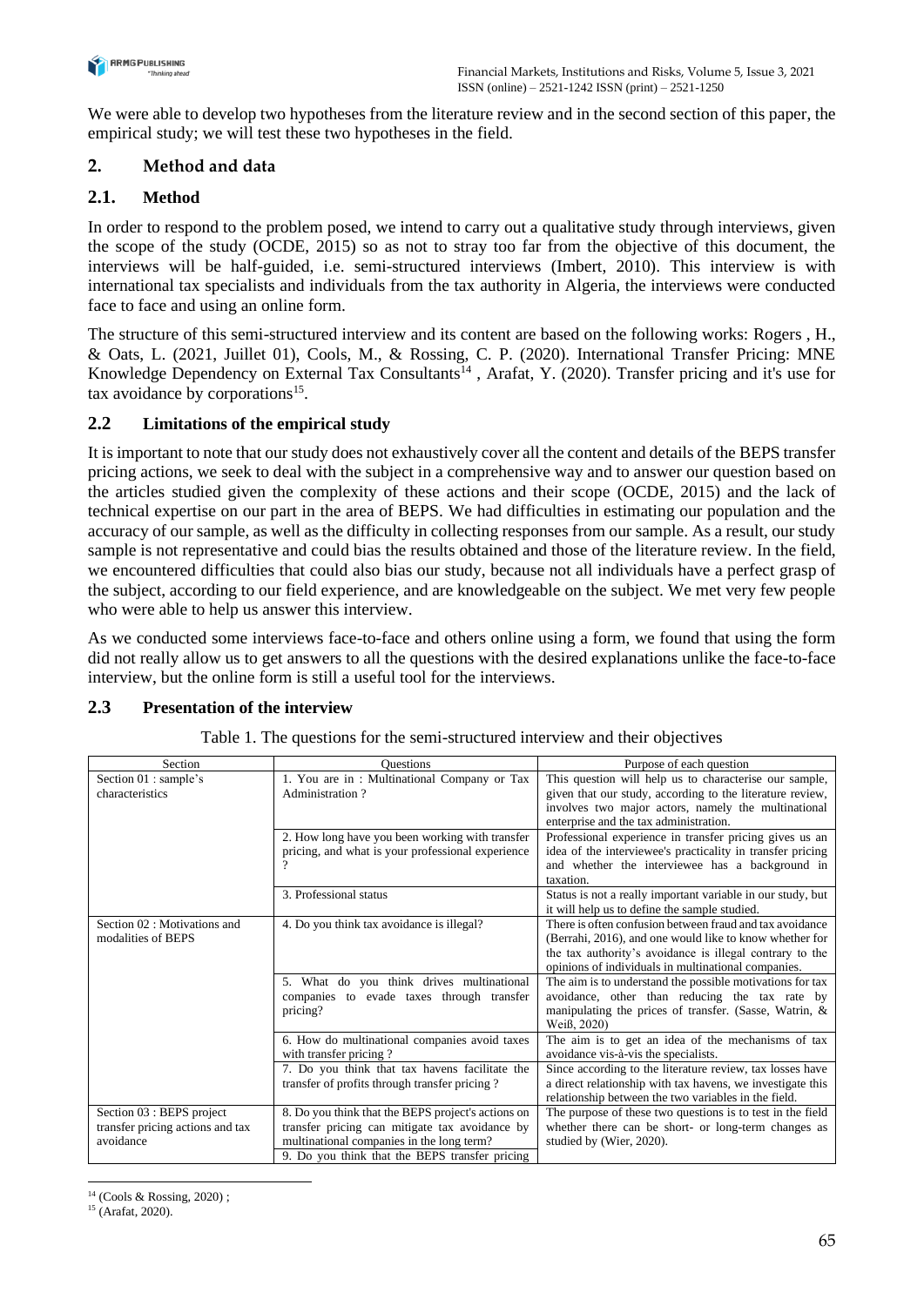We were able to develop two hypotheses from the literature review and in the second section of this paper, the empirical study; we will test these two hypotheses in the field.

## 2. Method and data

### 2.1. Method

In order to respond to the problem posed, we intend to carry out a qualitative study through interviews, given the scope of the study (OCDE, 2015) so as not to stray too far from the objective of this document, the interviews will be half-guided, i.e. semi-structured interviews (Imbert, 2010). This interview is with international tax specialists and individuals from the tax authority in Algeria, the interviews were conducted face to face and using an online form.

The structure of this semi-structured interview and its content are based on the following works: Rogers , H., & Oats, L. (2021, Juillet 01), Cools, M., & Rossing, C. P. (2020). International Transfer Pricing: MNE Knowledge Dependency on External Tax Consultants[14] , Arafat, Y. (2020). Transfer pricing and it's use for tax avoidance by corporations[15].

### 2.2 Limitations of the empirical study

It is important to note that our study does not exhaustively cover all the content and details of the BEPS transfer pricing actions, we seek to deal with the subject in a comprehensive way and to answer our question based on the articles studied given the complexity of these actions and their scope (OCDE, 2015) and the lack of technical expertise on our part in the area of BEPS. We had difficulties in estimating our population and the accuracy of our sample, as well as the difficulty in collecting responses from our sample. As a result, our study sample is not representative and could bias the results obtained and those of the literature review. In the field, we encountered difficulties that could also bias our study, because not all individuals have a perfect grasp of the subject, according to our field experience, and are knowledgeable on the subject. We met very few people who were able to help us answer this interview.

As we conducted some interviews face-to-face and others online using a form, we found that using the form did not really allow us to get answers to all the questions with the desired explanations unlike the face-to-face interview, but the online form is still a useful tool for the interviews.

### 2.3 Presentation of the interview

Table 1. The questions for the semi-structured interview and their objectives

| Section | Questions | Purpose of each question |
|---|---|---|
| Section 01 : sample's characteristics | 1. You are in : Multinational Company or Tax Administration ? | This question will help us to characterise our sample, given that our study, according to the literature review, involves two major actors, namely the multinational enterprise and the tax administration. |
| | 2. How long have you been working with transfer pricing, and what is your professional experience ? | Professional experience in transfer pricing gives us an idea of the interviewee's practicality in transfer pricing and whether the interviewee has a background in taxation. |
| | 3. Professional status | Status is not a really important variable in our study, but it will help us to define the sample studied. |
| Section 02 : Motivations and modalities of BEPS | 4. Do you think tax avoidance is illegal? | There is often confusion between fraud and tax avoidance (Berrahi, 2016), and one would like to know whether for the tax authority's avoidance is illegal contrary to the opinions of individuals in multinational companies. |
| | 5. What do you think drives multinational companies to evade taxes through transfer pricing? | The aim is to understand the possible motivations for tax avoidance, other than reducing the tax rate by manipulating the prices of transfer. (Sasse, Watrin, & Weiß, 2020) |
| | 6. How do multinational companies avoid taxes with transfer pricing ? | The aim is to get an idea of the mechanisms of tax avoidance vis-à-vis the specialists. |
| | 7. Do you think that tax havens facilitate the transfer of profits through transfer pricing ? | Since according to the literature review, tax losses have a direct relationship with tax havens, we investigate this relationship between the two variables in the field. |
| Section 03 : BEPS project transfer pricing actions and tax avoidance | 8. Do you think that the BEPS project's actions on transfer pricing can mitigate tax avoidance by multinational companies in the long term? | The purpose of these two questions is to test in the field whether there can be short- or long-term changes as studied by (Wier, 2020). |
| | 9. Do you think that the BEPS transfer pricing | |

[14] (Cools & Rossing, 2020) ;

[15] (Arafat, 2020).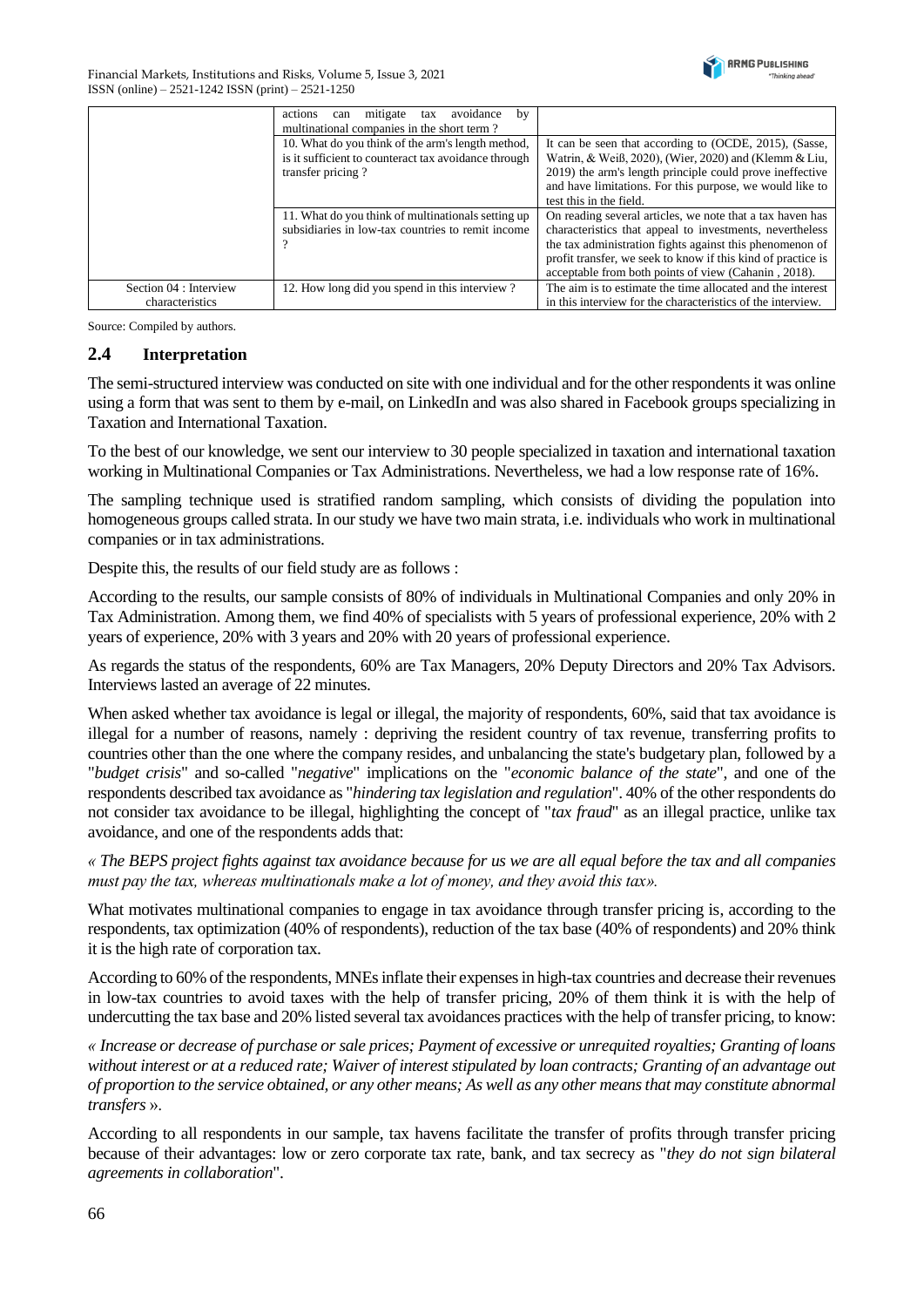| | actions can mitigate tax avoidance by multinational companies in the short term ? | |
| --- | --- | --- |
| | 10. What do you think of the arm's length method, is it sufficient to counteract tax avoidance through transfer pricing ? | It can be seen that according to (OCDE, 2015), (Sasse, Watrin, & Weiß, 2020), (Wier, 2020) and (Klemm & Liu, 2019) the arm's length principle could prove ineffective and have limitations. For this purpose, we would like to test this in the field. |
| | 11. What do you think of multinationals setting up subsidiaries in low-tax countries to remit income ? | On reading several articles, we note that a tax haven has characteristics that appeal to investments, nevertheless the tax administration fights against this phenomenon of profit transfer, we seek to know if this kind of practice is acceptable from both points of view (Cahanin , 2018). |
| Section 04 : Interview characteristics | 12. How long did you spend in this interview ? | The aim is to estimate the time allocated and the interest in this interview for the characteristics of the interview. |

Source: Compiled by authors.

## 2.4 Interpretation

The semi-structured interview was conducted on site with one individual and for the other respondents it was online using a form that was sent to them by e-mail, on LinkedIn and was also shared in Facebook groups specializing in Taxation and International Taxation.

To the best of our knowledge, we sent our interview to 30 people specialized in taxation and international taxation working in Multinational Companies or Tax Administrations. Nevertheless, we had a low response rate of 16%.

The sampling technique used is stratified random sampling, which consists of dividing the population into homogeneous groups called strata. In our study we have two main strata, i.e. individuals who work in multinational companies or in tax administrations.

Despite this, the results of our field study are as follows :

According to the results, our sample consists of 80% of individuals in Multinational Companies and only 20% in Tax Administration. Among them, we find 40% of specialists with 5 years of professional experience, 20% with 2 years of experience, 20% with 3 years and 20% with 20 years of professional experience.

As regards the status of the respondents, 60% are Tax Managers, 20% Deputy Directors and 20% Tax Advisors. Interviews lasted an average of 22 minutes.

When asked whether tax avoidance is legal or illegal, the majority of respondents, 60%, said that tax avoidance is illegal for a number of reasons, namely : depriving the resident country of tax revenue, transferring profits to countries other than the one where the company resides, and unbalancing the state's budgetary plan, followed by a "*budget crisis*" and so-called "*negative*" implications on the "*economic balance of the state*", and one of the respondents described tax avoidance as "*hindering tax legislation and regulation*". 40% of the other respondents do not consider tax avoidance to be illegal, highlighting the concept of "*tax fraud*" as an illegal practice, unlike tax avoidance, and one of the respondents adds that:

*« The BEPS project fights against tax avoidance because for us we are all equal before the tax and all companies must pay the tax, whereas multinationals make a lot of money, and they avoid this tax».*

What motivates multinational companies to engage in tax avoidance through transfer pricing is, according to the respondents, tax optimization (40% of respondents), reduction of the tax base (40% of respondents) and 20% think it is the high rate of corporation tax.

According to 60% of the respondents, MNEs inflate their expenses in high-tax countries and decrease their revenues in low-tax countries to avoid taxes with the help of transfer pricing, 20% of them think it is with the help of undercutting the tax base and 20% listed several tax avoidances practices with the help of transfer pricing, to know:

*« Increase or decrease of purchase or sale prices; Payment of excessive or unrequited royalties; Granting of loans without interest or at a reduced rate; Waiver of interest stipulated by loan contracts; Granting of an advantage out of proportion to the service obtained, or any other means; As well as any other means that may constitute abnormal transfers ».*

According to all respondents in our sample, tax havens facilitate the transfer of profits through transfer pricing because of their advantages: low or zero corporate tax rate, bank, and tax secrecy as "*they do not sign bilateral agreements in collaboration*".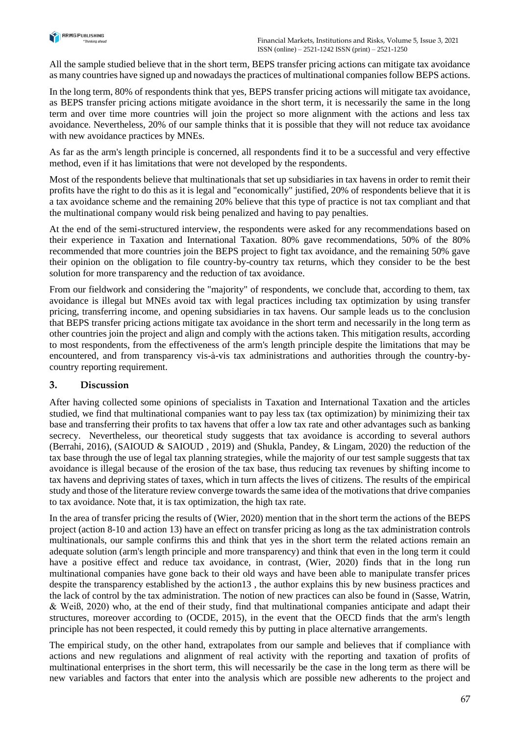All the sample studied believe that in the short term, BEPS transfer pricing actions can mitigate tax avoidance as many countries have signed up and nowadays the practices of multinational companies follow BEPS actions.

In the long term, 80% of respondents think that yes, BEPS transfer pricing actions will mitigate tax avoidance, as BEPS transfer pricing actions mitigate avoidance in the short term, it is necessarily the same in the long term and over time more countries will join the project so more alignment with the actions and less tax avoidance. Nevertheless, 20% of our sample thinks that it is possible that they will not reduce tax avoidance with new avoidance practices by MNEs.

As far as the arm's length principle is concerned, all respondents find it to be a successful and very effective method, even if it has limitations that were not developed by the respondents.

Most of the respondents believe that multinationals that set up subsidiaries in tax havens in order to remit their profits have the right to do this as it is legal and "economically" justified, 20% of respondents believe that it is a tax avoidance scheme and the remaining 20% believe that this type of practice is not tax compliant and that the multinational company would risk being penalized and having to pay penalties.

At the end of the semi-structured interview, the respondents were asked for any recommendations based on their experience in Taxation and International Taxation. 80% gave recommendations, 50% of the 80% recommended that more countries join the BEPS project to fight tax avoidance, and the remaining 50% gave their opinion on the obligation to file country-by-country tax returns, which they consider to be the best solution for more transparency and the reduction of tax avoidance.

From our fieldwork and considering the "majority" of respondents, we conclude that, according to them, tax avoidance is illegal but MNEs avoid tax with legal practices including tax optimization by using transfer pricing, transferring income, and opening subsidiaries in tax havens. Our sample leads us to the conclusion that BEPS transfer pricing actions mitigate tax avoidance in the short term and necessarily in the long term as other countries join the project and align and comply with the actions taken. This mitigation results, according to most respondents, from the effectiveness of the arm's length principle despite the limitations that may be encountered, and from transparency vis-à-vis tax administrations and authorities through the country-by-country reporting requirement.

## 3. Discussion

After having collected some opinions of specialists in Taxation and International Taxation and the articles studied, we find that multinational companies want to pay less tax (tax optimization) by minimizing their tax base and transferring their profits to tax havens that offer a low tax rate and other advantages such as banking secrecy. Nevertheless, our theoretical study suggests that tax avoidance is according to several authors (Berrahi, 2016), (SAIOUD & SAIOUD , 2019) and (Shukla, Pandey, & Lingam, 2020) the reduction of the tax base through the use of legal tax planning strategies, while the majority of our test sample suggests that tax avoidance is illegal because of the erosion of the tax base, thus reducing tax revenues by shifting income to tax havens and depriving states of taxes, which in turn affects the lives of citizens. The results of the empirical study and those of the literature review converge towards the same idea of the motivations that drive companies to tax avoidance. Note that, it is tax optimization, the high tax rate.

In the area of transfer pricing the results of (Wier, 2020) mention that in the short term the actions of the BEPS project (action 8-10 and action 13) have an effect on transfer pricing as long as the tax administration controls multinationals, our sample confirms this and think that yes in the short term the related actions remain an adequate solution (arm's length principle and more transparency) and think that even in the long term it could have a positive effect and reduce tax avoidance, in contrast, (Wier, 2020) finds that in the long run multinational companies have gone back to their old ways and have been able to manipulate transfer prices despite the transparency established by the action13 , the author explains this by new business practices and the lack of control by the tax administration. The notion of new practices can also be found in (Sasse, Watrin, & Weiß, 2020) who, at the end of their study, find that multinational companies anticipate and adapt their structures, moreover according to (OCDE, 2015), in the event that the OECD finds that the arm's length principle has not been respected, it could remedy this by putting in place alternative arrangements.

The empirical study, on the other hand, extrapolates from our sample and believes that if compliance with actions and new regulations and alignment of real activity with the reporting and taxation of profits of multinational enterprises in the short term, this will necessarily be the case in the long term as there will be new variables and factors that enter into the analysis which are possible new adherents to the project and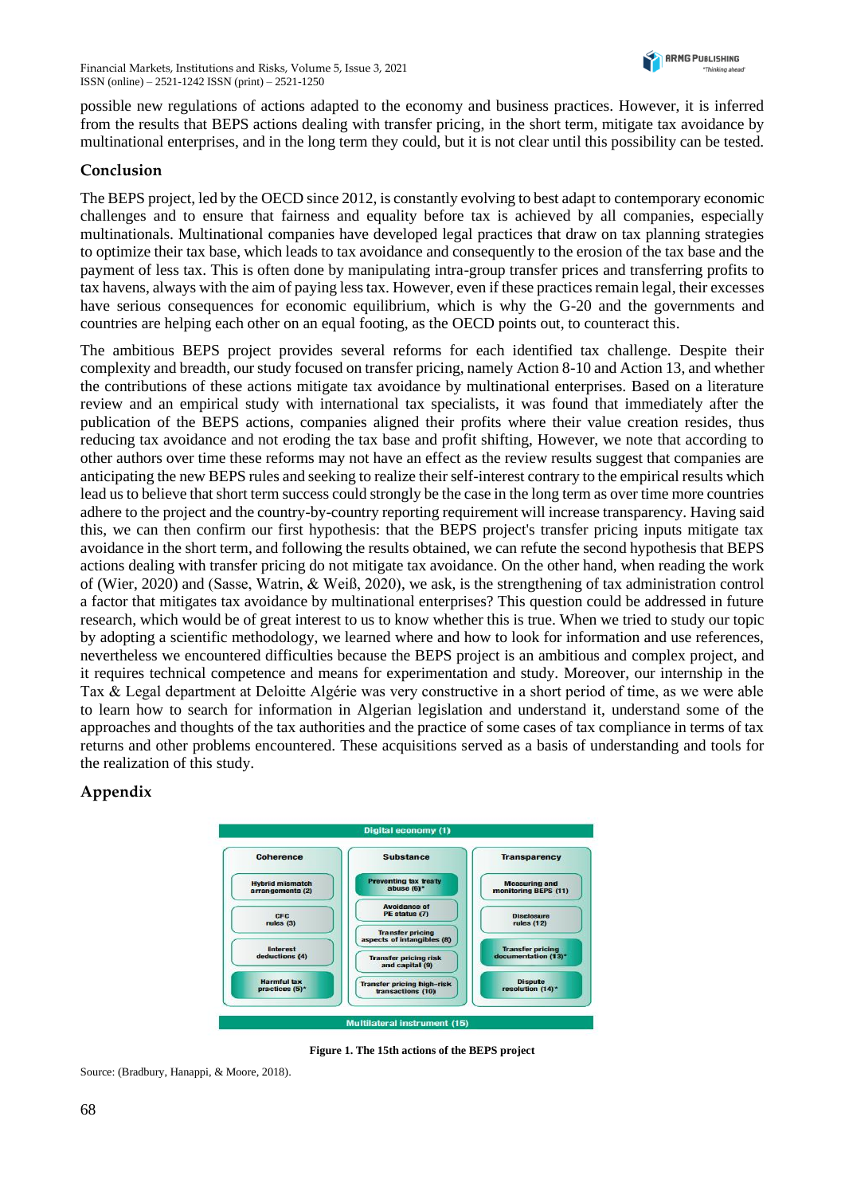possible new regulations of actions adapted to the economy and business practices. However, it is inferred from the results that BEPS actions dealing with transfer pricing, in the short term, mitigate tax avoidance by multinational enterprises, and in the long term they could, but it is not clear until this possibility can be tested.

## Conclusion

The BEPS project, led by the OECD since 2012, is constantly evolving to best adapt to contemporary economic challenges and to ensure that fairness and equality before tax is achieved by all companies, especially multinationals. Multinational companies have developed legal practices that draw on tax planning strategies to optimize their tax base, which leads to tax avoidance and consequently to the erosion of the tax base and the payment of less tax. This is often done by manipulating intra-group transfer prices and transferring profits to tax havens, always with the aim of paying less tax. However, even if these practices remain legal, their excesses have serious consequences for economic equilibrium, which is why the G-20 and the governments and countries are helping each other on an equal footing, as the OECD points out, to counteract this.

The ambitious BEPS project provides several reforms for each identified tax challenge. Despite their complexity and breadth, our study focused on transfer pricing, namely Action 8-10 and Action 13, and whether the contributions of these actions mitigate tax avoidance by multinational enterprises. Based on a literature review and an empirical study with international tax specialists, it was found that immediately after the publication of the BEPS actions, companies aligned their profits where their value creation resides, thus reducing tax avoidance and not eroding the tax base and profit shifting, However, we note that according to other authors over time these reforms may not have an effect as the review results suggest that companies are anticipating the new BEPS rules and seeking to realize their self-interest contrary to the empirical results which lead us to believe that short term success could strongly be the case in the long term as over time more countries adhere to the project and the country-by-country reporting requirement will increase transparency. Having said this, we can then confirm our first hypothesis: that the BEPS project's transfer pricing inputs mitigate tax avoidance in the short term, and following the results obtained, we can refute the second hypothesis that BEPS actions dealing with transfer pricing do not mitigate tax avoidance. On the other hand, when reading the work of (Wier, 2020) and (Sasse, Watrin, & Weiß, 2020), we ask, is the strengthening of tax administration control a factor that mitigates tax avoidance by multinational enterprises? This question could be addressed in future research, which would be of great interest to us to know whether this is true. When we tried to study our topic by adopting a scientific methodology, we learned where and how to look for information and use references, nevertheless we encountered difficulties because the BEPS project is an ambitious and complex project, and it requires technical competence and means for experimentation and study. Moreover, our internship in the Tax & Legal department at Deloitte Algérie was very constructive in a short period of time, as we were able to learn how to search for information in Algerian legislation and understand it, understand some of the approaches and thoughts of the tax authorities and the practice of some cases of tax compliance in terms of tax returns and other problems encountered. These acquisitions served as a basis of understanding and tools for the realization of this study.

## Appendix

| Digital economy (1) | | |
|---|---|---|
| **Coherence** | **Substance** | **Transparency** |
| Hybrid mismatch arrangements (2) | Preventing tax treaty abuse (6)* | Measuring and monitoring BEPS (11) |
| CFC rules (3) | Avoidance of PE status (7) | Disclosure rules (12) |
| Interest deductions (4) | Transfer pricing aspects of intangibles (8) | Transfer pricing documentation (13)* |
| Harmful tax practices (5)* | Transfer pricing risk and capital (9) | Dispute resolution (14)* |
| | Transfer pricing high-risk transactions (10) | |
| Multilateral instrument (15) | | |

**Figure 1. The 15th actions of the BEPS project**

Source: (Bradbury, Hanappi, & Moore, 2018).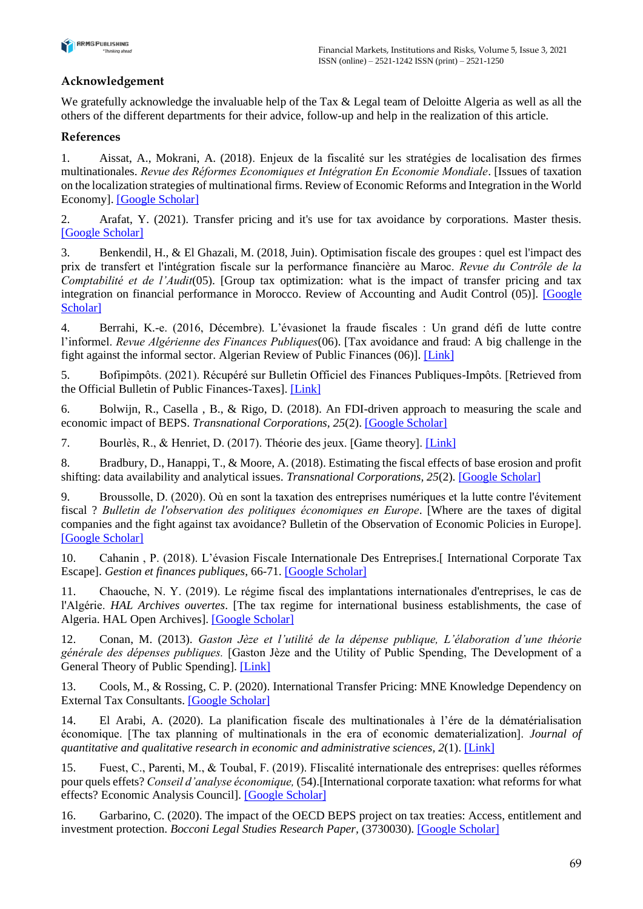## Acknowledgement

We gratefully acknowledge the invaluable help of the Tax & Legal team of Deloitte Algeria as well as all the others of the different departments for their advice, follow-up and help in the realization of this article.

## References

1. Aissat, A., Mokrani, A. (2018). Enjeux de la fiscalité sur les stratégies de localisation des firmes multinationales. *Revue des Réformes Economiques et Intégration En Economie Mondiale*. [Issues of taxation on the localization strategies of multinational firms. Review of Economic Reforms and Integration in the World Economy]. [Google Scholar]

2. Arafat, Y. (2021). Transfer pricing and it's use for tax avoidance by corporations. Master thesis. [Google Scholar]

3. Benkendil, H., & El Ghazali, M. (2018, Juin). Optimisation fiscale des groupes : quel est l'impact des prix de transfert et l'intégration fiscale sur la performance financière au Maroc. *Revue du Contrôle de la Comptabilité et de l'Audit*(05). [Group tax optimization: what is the impact of transfer pricing and tax integration on financial performance in Morocco. Review of Accounting and Audit Control (05)]. [Google Scholar]

4. Berrahi, K.-e. (2016, Décembre). L'évasionet la fraude fiscales : Un grand défi de lutte contre l'informel. *Revue Algérienne des Finances Publiques*(06). [Tax avoidance and fraud: A big challenge in the fight against the informal sector. Algerian Review of Public Finances (06)]. [Link]

5. Bofipimpôts. (2021). Récupéré sur Bulletin Officiel des Finances Publiques-Impôts. [Retrieved from the Official Bulletin of Public Finances-Taxes]. [Link]

6. Bolwijn, R., Casella , B., & Rigo, D. (2018). An FDI-driven approach to measuring the scale and economic impact of BEPS. *Transnational Corporations, 25*(2). [Google Scholar]

7. Bourlès, R., & Henriet, D. (2017). Théorie des jeux. [Game theory]. [Link]

8. Bradbury, D., Hanappi, T., & Moore, A. (2018). Estimating the fiscal effects of base erosion and profit shifting: data availability and analytical issues. *Transnational Corporations, 25*(2). [Google Scholar]

9. Broussolle, D. (2020). Où en sont la taxation des entreprises numériques et la lutte contre l'évitement fiscal ? *Bulletin de l'observation des politiques économiques en Europe*. [Where are the taxes of digital companies and the fight against tax avoidance? Bulletin of the Observation of Economic Policies in Europe]. [Google Scholar]

10. Cahanin , P. (2018). L'évasion Fiscale Internationale Des Entreprises.[ International Corporate Tax Escape]. *Gestion et finances publiques*, 66-71. [Google Scholar]

11. Chaouche, N. Y. (2019). Le régime fiscal des implantations internationales d'entreprises, le cas de l'Algérie. *HAL Archives ouvertes*. [The tax regime for international business establishments, the case of Algeria. HAL Open Archives]. [Google Scholar]

12. Conan, M. (2013). *Gaston Jèze et l'utilité de la dépense publique, L'élaboration d'une théorie générale des dépenses publiques.* [Gaston Jèze and the Utility of Public Spending, The Development of a General Theory of Public Spending]. [Link]

13. Cools, M., & Rossing, C. P. (2020). International Transfer Pricing: MNE Knowledge Dependency on External Tax Consultants. [Google Scholar]

14. El Arabi, A. (2020). La planification fiscale des multinationales à l'ére de la dématérialisation économique. [The tax planning of multinationals in the era of economic dematerialization]. *Journal of quantitative and qualitative research in economic and administrative sciences, 2*(1). [Link]

15. Fuest, C., Parenti, M., & Toubal, F. (2019). FIiscalité internationale des entreprises: quelles réformes pour quels effets? *Conseil d'analyse économique,* (54).[International corporate taxation: what reforms for what effects? Economic Analysis Council]. [Google Scholar]

16. Garbarino, C. (2020). The impact of the OECD BEPS project on tax treaties: Access, entitlement and investment protection. *Bocconi Legal Studies Research Paper*, (3730030). [Google Scholar]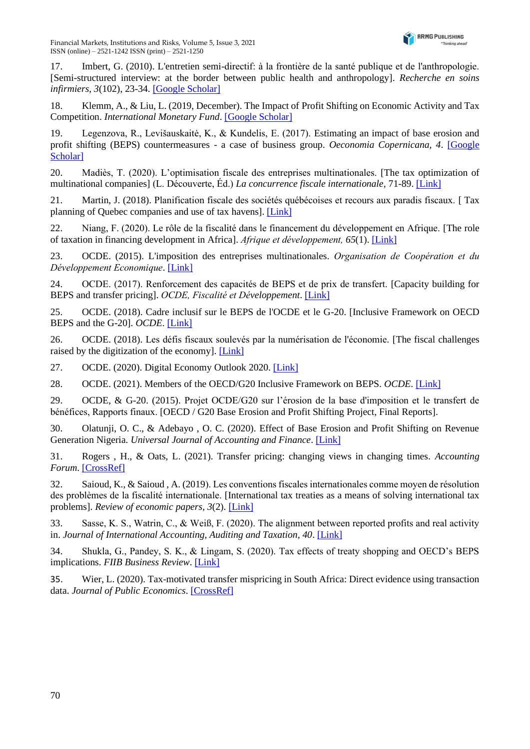17. Imbert, G. (2010). L'entretien semi-directif: à la frontière de la santé publique et de l'anthropologie. [Semi-structured interview: at the border between public health and anthropology]. *Recherche en soins infirmiers, 3*(102), 23-34. [Google Scholar]

18. Klemm, A., & Liu, L. (2019, December). The Impact of Profit Shifting on Economic Activity and Tax Competition. *International Monetary Fund*. [Google Scholar]

19. Legenzova, R., Levišauskaitė, K., & Kundelis, E. (2017). Estimating an impact of base erosion and profit shifting (BEPS) countermeasures - a case of business group. *Oeconomia Copernicana, 4*. [Google Scholar]

20. Madiès, T. (2020). L'optimisation fiscale des entreprises multinationales. [The tax optimization of multinational companies] (L. Découverte, Éd.) *La concurrence fiscale internationale*, 71-89. [Link]

21. Martin, J. (2018). Planification fiscale des sociétés québécoises et recours aux paradis fiscaux. [ Tax planning of Quebec companies and use of tax havens]. [Link]

22. Niang, F. (2020). Le rôle de la fiscalité dans le financement du développement en Afrique. [The role of taxation in financing development in Africa]. *Afrique et développement, 65*(1). [Link]

23. OCDE. (2015). L'imposition des entreprises multinationales. *Organisation de Coopération et du Développement Economique*. [Link]

24. OCDE. (2017). Renforcement des capacités de BEPS et de prix de transfert. [Capacity building for BEPS and transfer pricing]. *OCDE, Fiscalité et Développement*. [Link]

25. OCDE. (2018). Cadre inclusif sur le BEPS de l'OCDE et le G-20. [Inclusive Framework on OECD BEPS and the G-20]. *OCDE*. [Link]

26. OCDE. (2018). Les défis fiscaux soulevés par la numérisation de l'économie. [The fiscal challenges raised by the digitization of the economy]. [Link]

27. OCDE. (2020). Digital Economy Outlook 2020. [Link]

28. OCDE. (2021). Members of the OECD/G20 Inclusive Framework on BEPS. *OCDE*. [Link]

29. OCDE, & G-20. (2015). Projet OCDE/G20 sur l'érosion de la base d'imposition et le transfert de bénéfices, Rapports finaux. [OECD / G20 Base Erosion and Profit Shifting Project, Final Reports].

30. Olatunji, O. C., & Adebayo , O. C. (2020). Effect of Base Erosion and Profit Shifting on Revenue Generation Nigeria. *Universal Journal of Accounting and Finance*. [Link]

31. Rogers , H., & Oats, L. (2021). Transfer pricing: changing views in changing times. *Accounting Forum*. [CrossRef]

32. Saioud, K., & Saioud , A. (2019). Les conventions fiscales internationales comme moyen de résolution des problèmes de la fiscalité internationale. [International tax treaties as a means of solving international tax problems]. *Review of economic papers, 3*(2). [Link]

33. Sasse, K. S., Watrin, C., & Weiß, F. (2020). The alignment between reported profits and real activity in. *Journal of International Accounting, Auditing and Taxation, 40*. [Link]

34. Shukla, G., Pandey, S. K., & Lingam, S. (2020). Tax effects of treaty shopping and OECD's BEPS implications. *FIIB Business Review*. [Link]

35. Wier, L. (2020). Tax-motivated transfer mispricing in South Africa: Direct evidence using transaction data. *Journal of Public Economics*. [CrossRef]